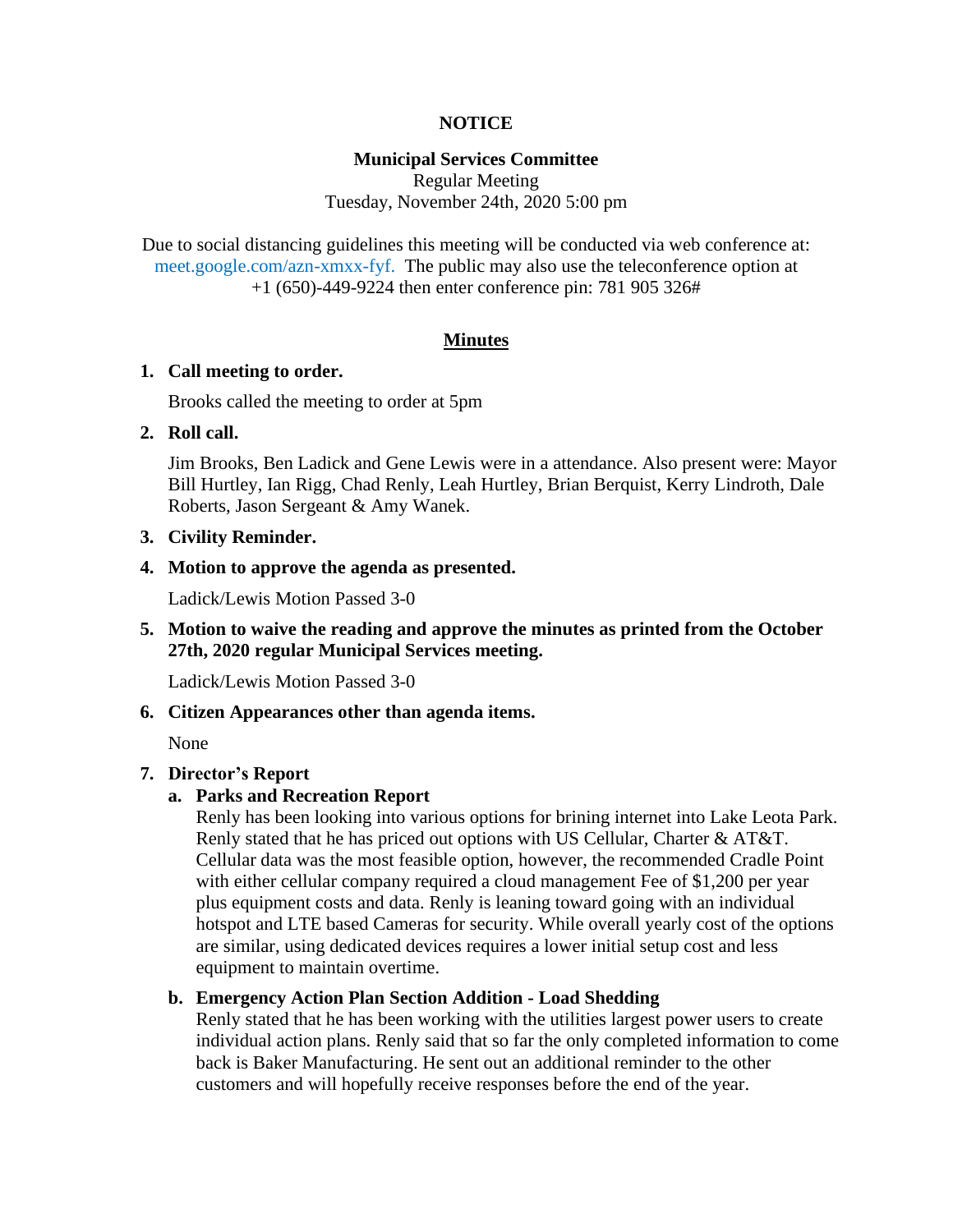**NOTICE**

**Municipal Services Committee**
Regular Meeting
Tuesday, November 24th, 2020 5:00 pm

Due to social distancing guidelines this meeting will be conducted via web conference at: meet.google.com/azn-xmxx-fyf. The public may also use the teleconference option at +1 (650)-449-9224 then enter conference pin: 781 905 326#

**Minutes**

1. **Call meeting to order.**

   Brooks called the meeting to order at 5pm

2. **Roll call.**

   Jim Brooks, Ben Ladick and Gene Lewis were in a attendance. Also present were: Mayor Bill Hurtley, Ian Rigg, Chad Renly, Leah Hurtley, Brian Berquist, Kerry Lindroth, Dale Roberts, Jason Sergeant & Amy Wanek.

3. **Civility Reminder.**

4. **Motion to approve the agenda as presented.**

   Ladick/Lewis Motion Passed 3-0

5. **Motion to waive the reading and approve the minutes as printed from the October 27th, 2020 regular Municipal Services meeting.**

   Ladick/Lewis Motion Passed 3-0

6. **Citizen Appearances other than agenda items.**

   None

7. **Director's Report**

   a. **Parks and Recreation Report**
   Renly has been looking into various options for brining internet into Lake Leota Park. Renly stated that he has priced out options with US Cellular, Charter & AT&T. Cellular data was the most feasible option, however, the recommended Cradle Point with either cellular company required a cloud management Fee of $1,200 per year plus equipment costs and data. Renly is leaning toward going with an individual hotspot and LTE based Cameras for security. While overall yearly cost of the options are similar, using dedicated devices requires a lower initial setup cost and less equipment to maintain overtime.

   b. **Emergency Action Plan Section Addition - Load Shedding**
   Renly stated that he has been working with the utilities largest power users to create individual action plans. Renly said that so far the only completed information to come back is Baker Manufacturing. He sent out an additional reminder to the other customers and will hopefully receive responses before the end of the year.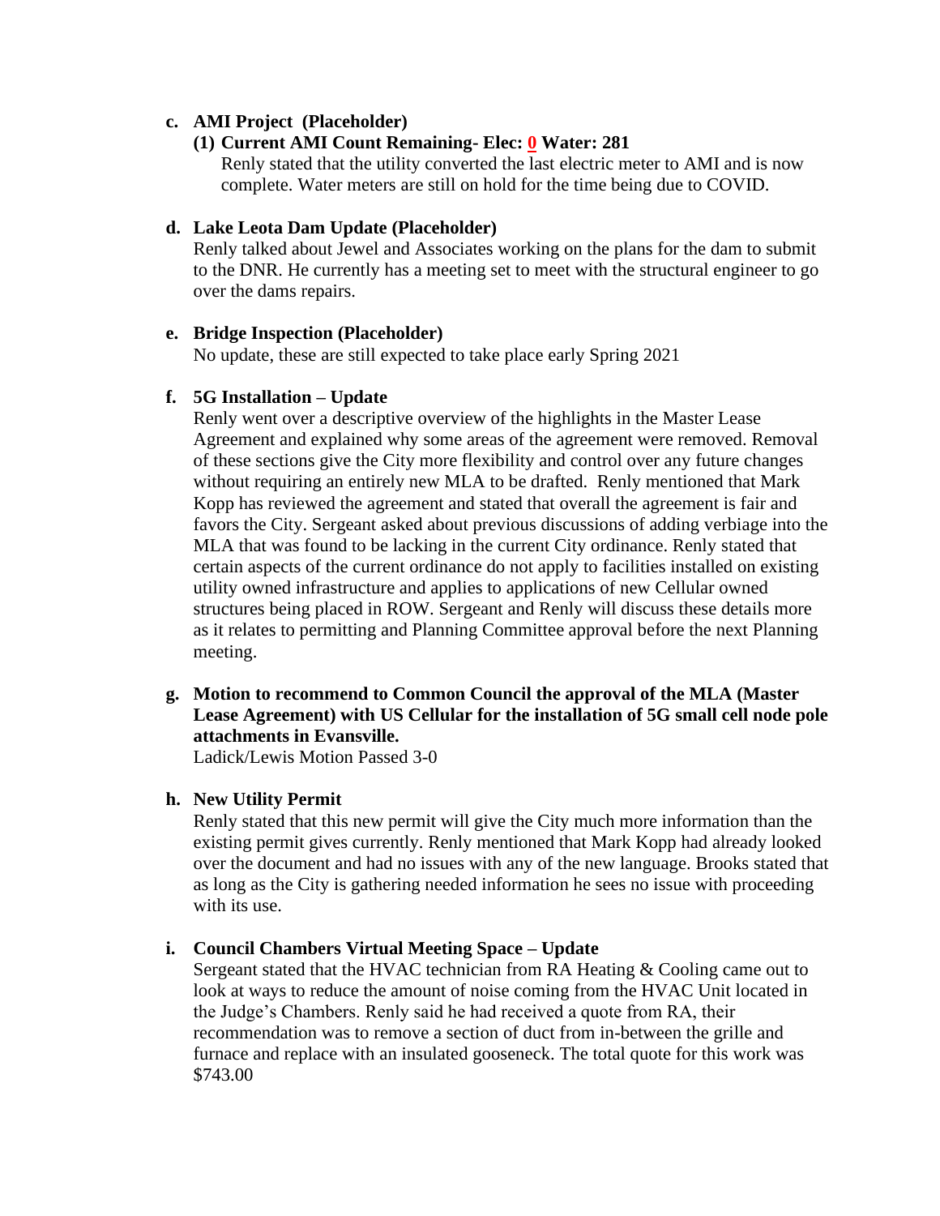**c. AMI Project (Placeholder)**

**(1) Current AMI Count Remaining- Elec: 0 Water: 281**

Renly stated that the utility converted the last electric meter to AMI and is now complete. Water meters are still on hold for the time being due to COVID.

**d. Lake Leota Dam Update (Placeholder)**

Renly talked about Jewel and Associates working on the plans for the dam to submit to the DNR. He currently has a meeting set to meet with the structural engineer to go over the dams repairs.

**e. Bridge Inspection (Placeholder)**

No update, these are still expected to take place early Spring 2021

**f. 5G Installation – Update**

Renly went over a descriptive overview of the highlights in the Master Lease Agreement and explained why some areas of the agreement were removed. Removal of these sections give the City more flexibility and control over any future changes without requiring an entirely new MLA to be drafted. Renly mentioned that Mark Kopp has reviewed the agreement and stated that overall the agreement is fair and favors the City. Sergeant asked about previous discussions of adding verbiage into the MLA that was found to be lacking in the current City ordinance. Renly stated that certain aspects of the current ordinance do not apply to facilities installed on existing utility owned infrastructure and applies to applications of new Cellular owned structures being placed in ROW. Sergeant and Renly will discuss these details more as it relates to permitting and Planning Committee approval before the next Planning meeting.

**g. Motion to recommend to Common Council the approval of the MLA (Master Lease Agreement) with US Cellular for the installation of 5G small cell node pole attachments in Evansville.**

Ladick/Lewis Motion Passed 3-0

**h. New Utility Permit**

Renly stated that this new permit will give the City much more information than the existing permit gives currently. Renly mentioned that Mark Kopp had already looked over the document and had no issues with any of the new language. Brooks stated that as long as the City is gathering needed information he sees no issue with proceeding with its use.

**i. Council Chambers Virtual Meeting Space – Update**

Sergeant stated that the HVAC technician from RA Heating & Cooling came out to look at ways to reduce the amount of noise coming from the HVAC Unit located in the Judge's Chambers. Renly said he had received a quote from RA, their recommendation was to remove a section of duct from in-between the grille and furnace and replace with an insulated gooseneck. The total quote for this work was $743.00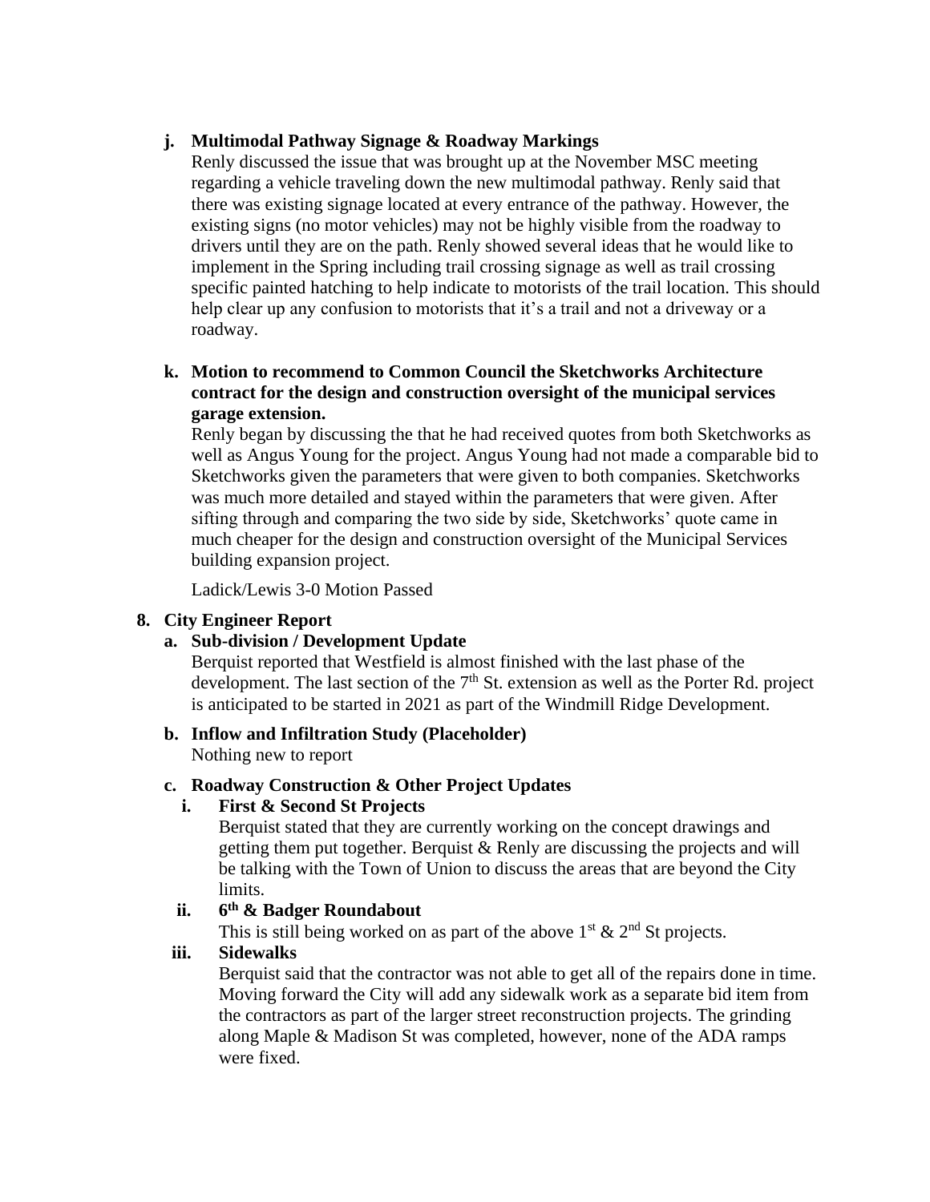j. **Multimodal Pathway Signage & Roadway Markings**

Renly discussed the issue that was brought up at the November MSC meeting regarding a vehicle traveling down the new multimodal pathway. Renly said that there was existing signage located at every entrance of the pathway. However, the existing signs (no motor vehicles) may not be highly visible from the roadway to drivers until they are on the path. Renly showed several ideas that he would like to implement in the Spring including trail crossing signage as well as trail crossing specific painted hatching to help indicate to motorists of the trail location. This should help clear up any confusion to motorists that it's a trail and not a driveway or a roadway.

k. **Motion to recommend to Common Council the Sketchworks Architecture contract for the design and construction oversight of the municipal services garage extension.**

Renly began by discussing the that he had received quotes from both Sketchworks as well as Angus Young for the project. Angus Young had not made a comparable bid to Sketchworks given the parameters that were given to both companies. Sketchworks was much more detailed and stayed within the parameters that were given. After sifting through and comparing the two side by side, Sketchworks' quote came in much cheaper for the design and construction oversight of the Municipal Services building expansion project.

Ladick/Lewis 3-0 Motion Passed

**8. City Engineer Report**

a. **Sub-division / Development Update**

Berquist reported that Westfield is almost finished with the last phase of the development. The last section of the 7th St. extension as well as the Porter Rd. project is anticipated to be started in 2021 as part of the Windmill Ridge Development.

b. **Inflow and Infiltration Study (Placeholder)**

Nothing new to report

c. **Roadway Construction & Other Project Updates**

i. **First & Second St Projects**

Berquist stated that they are currently working on the concept drawings and getting them put together. Berquist & Renly are discussing the projects and will be talking with the Town of Union to discuss the areas that are beyond the City limits.

ii. **6th & Badger Roundabout**

This is still being worked on as part of the above 1st & 2nd St projects.

iii. **Sidewalks**

Berquist said that the contractor was not able to get all of the repairs done in time. Moving forward the City will add any sidewalk work as a separate bid item from the contractors as part of the larger street reconstruction projects. The grinding along Maple & Madison St was completed, however, none of the ADA ramps were fixed.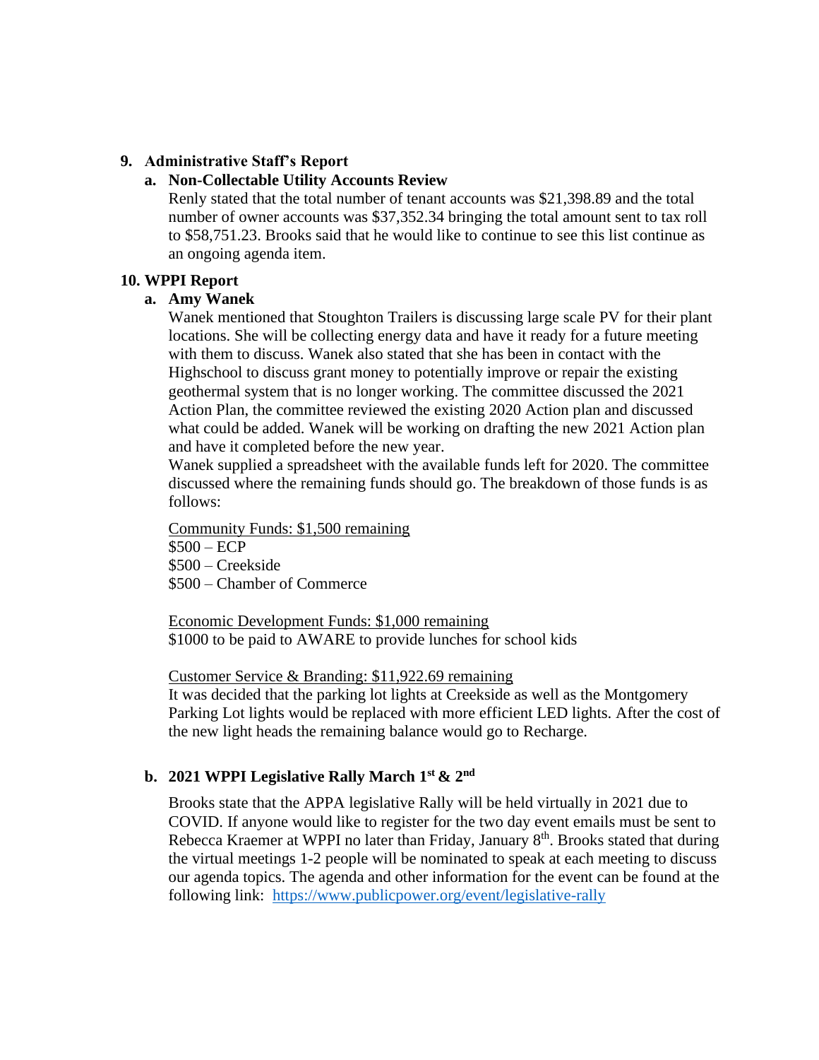**9. Administrative Staff's Report**

**a. Non-Collectable Utility Accounts Review**

Renly stated that the total number of tenant accounts was $21,398.89 and the total number of owner accounts was $37,352.34 bringing the total amount sent to tax roll to $58,751.23. Brooks said that he would like to continue to see this list continue as an ongoing agenda item.

**10. WPPI Report**

**a. Amy Wanek**

Wanek mentioned that Stoughton Trailers is discussing large scale PV for their plant locations. She will be collecting energy data and have it ready for a future meeting with them to discuss. Wanek also stated that she has been in contact with the Highschool to discuss grant money to potentially improve or repair the existing geothermal system that is no longer working. The committee discussed the 2021 Action Plan, the committee reviewed the existing 2020 Action plan and discussed what could be added. Wanek will be working on drafting the new 2021 Action plan and have it completed before the new year.

Wanek supplied a spreadsheet with the available funds left for 2020. The committee discussed where the remaining funds should go. The breakdown of those funds is as follows:

<u>Community Funds: $1,500 remaining</u>
$500 – ECP
$500 – Creekside
$500 – Chamber of Commerce

<u>Economic Development Funds: $1,000 remaining</u>
$1000 to be paid to AWARE to provide lunches for school kids

<u>Customer Service & Branding: $11,922.69 remaining</u>
It was decided that the parking lot lights at Creekside as well as the Montgomery Parking Lot lights would be replaced with more efficient LED lights. After the cost of the new light heads the remaining balance would go to Recharge.

**b. 2021 WPPI Legislative Rally March 1st & 2nd**

Brooks state that the APPA legislative Rally will be held virtually in 2021 due to COVID. If anyone would like to register for the two day event emails must be sent to Rebecca Kraemer at WPPI no later than Friday, January 8th. Brooks stated that during the virtual meetings 1-2 people will be nominated to speak at each meeting to discuss our agenda topics. The agenda and other information for the event can be found at the following link: https://www.publicpower.org/event/legislative-rally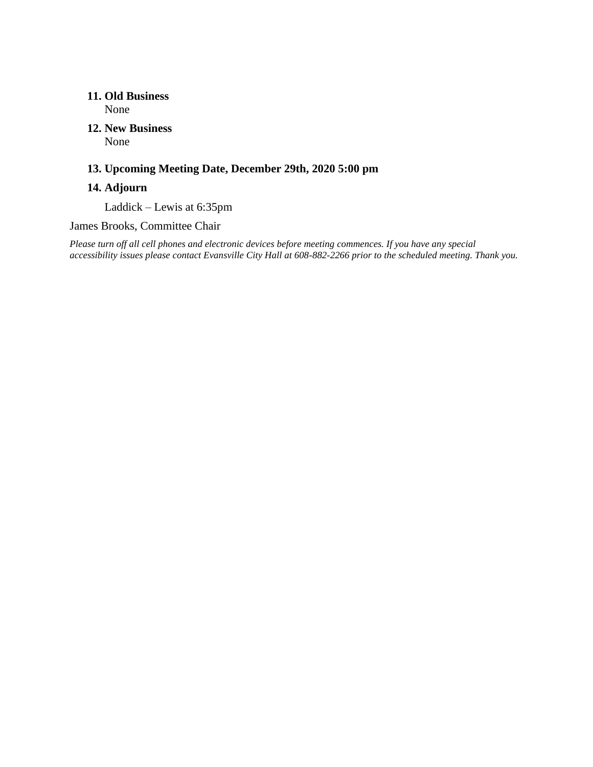11. **Old Business**
    None

12. **New Business**
    None

13. **Upcoming Meeting Date, December 29th, 2020 5:00 pm**

14. **Adjourn**

    Laddick – Lewis at 6:35pm

James Brooks, Committee Chair

*Please turn off all cell phones and electronic devices before meeting commences. If you have any special accessibility issues please contact Evansville City Hall at 608-882-2266 prior to the scheduled meeting. Thank you.*